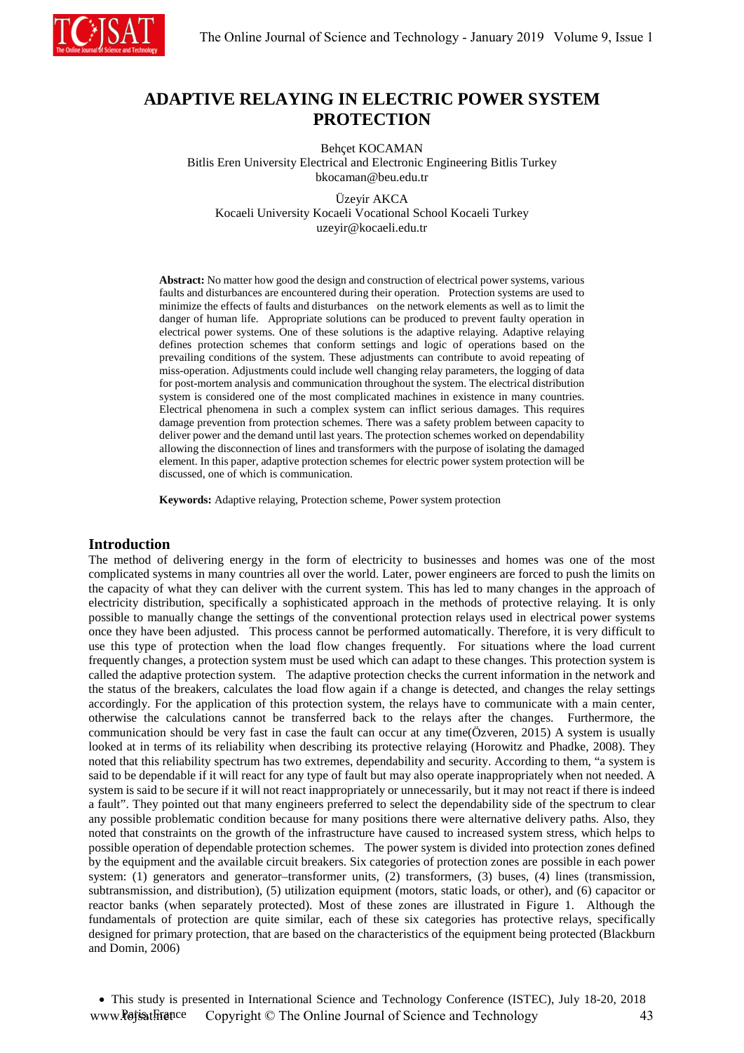# ADAPTIVE RELAYING IN ELECTRIC POWER SYSTEM PROTECTION

Behçet KOCAMAN
Bitlis Eren University Electrical and Electronic Engineering Bitlis Turkey
bkocaman@beu.edu.tr

Üzeyir AKCA
Kocaeli University Kocaeli Vocational School Kocaeli Turkey
uzeyir@kocaeli.edu.tr

**Abstract:** No matter how good the design and construction of electrical power systems, various faults and disturbances are encountered during their operation. Protection systems are used to minimize the effects of faults and disturbances on the network elements as well as to limit the danger of human life. Appropriate solutions can be produced to prevent faulty operation in electrical power systems. One of these solutions is the adaptive relaying. Adaptive relaying defines protection schemes that conform settings and logic of operations based on the prevailing conditions of the system. These adjustments can contribute to avoid repeating of miss-operation. Adjustments could include well changing relay parameters, the logging of data for post-mortem analysis and communication throughout the system. The electrical distribution system is considered one of the most complicated machines in existence in many countries. Electrical phenomena in such a complex system can inflict serious damages. This requires damage prevention from protection schemes. There was a safety problem between capacity to deliver power and the demand until last years. The protection schemes worked on dependability allowing the disconnection of lines and transformers with the purpose of isolating the damaged element. In this paper, adaptive protection schemes for electric power system protection will be discussed, one of which is communication.

**Keywords:** Adaptive relaying, Protection scheme, Power system protection

## Introduction

The method of delivering energy in the form of electricity to businesses and homes was one of the most complicated systems in many countries all over the world. Later, power engineers are forced to push the limits on the capacity of what they can deliver with the current system. This has led to many changes in the approach of electricity distribution, specifically a sophisticated approach in the methods of protective relaying. It is only possible to manually change the settings of the conventional protection relays used in electrical power systems once they have been adjusted. This process cannot be performed automatically. Therefore, it is very difficult to use this type of protection when the load flow changes frequently. For situations where the load current frequently changes, a protection system must be used which can adapt to these changes. This protection system is called the adaptive protection system. The adaptive protection checks the current information in the network and the status of the breakers, calculates the load flow again if a change is detected, and changes the relay settings accordingly. For the application of this protection system, the relays have to communicate with a main center, otherwise the calculations cannot be transferred back to the relays after the changes. Furthermore, the communication should be very fast in case the fault can occur at any time(Özveren, 2015) A system is usually looked at in terms of its reliability when describing its protective relaying (Horowitz and Phadke, 2008). They noted that this reliability spectrum has two extremes, dependability and security. According to them, "a system is said to be dependable if it will react for any type of fault but may also operate inappropriately when not needed. A system is said to be secure if it will not react inappropriately or unnecessarily, but it may not react if there is indeed a fault". They pointed out that many engineers preferred to select the dependability side of the spectrum to clear any possible problematic condition because for many positions there were alternative delivery paths. Also, they noted that constraints on the growth of the infrastructure have caused to increased system stress, which helps to possible operation of dependable protection schemes. The power system is divided into protection zones defined by the equipment and the available circuit breakers. Six categories of protection zones are possible in each power system: (1) generators and generator–transformer units, (2) transformers, (3) buses, (4) lines (transmission, subtransmission, and distribution), (5) utilization equipment (motors, static loads, or other), and (6) capacitor or reactor banks (when separately protected). Most of these zones are illustrated in Figure 1. Although the fundamentals of protection are quite similar, each of these six categories has protective relays, specifically designed for primary protection, that are based on the characteristics of the equipment being protected (Blackburn and Domin, 2006)

- This study is presented in International Science and Technology Conference (ISTEC), July 18-20, 2018 Paris-France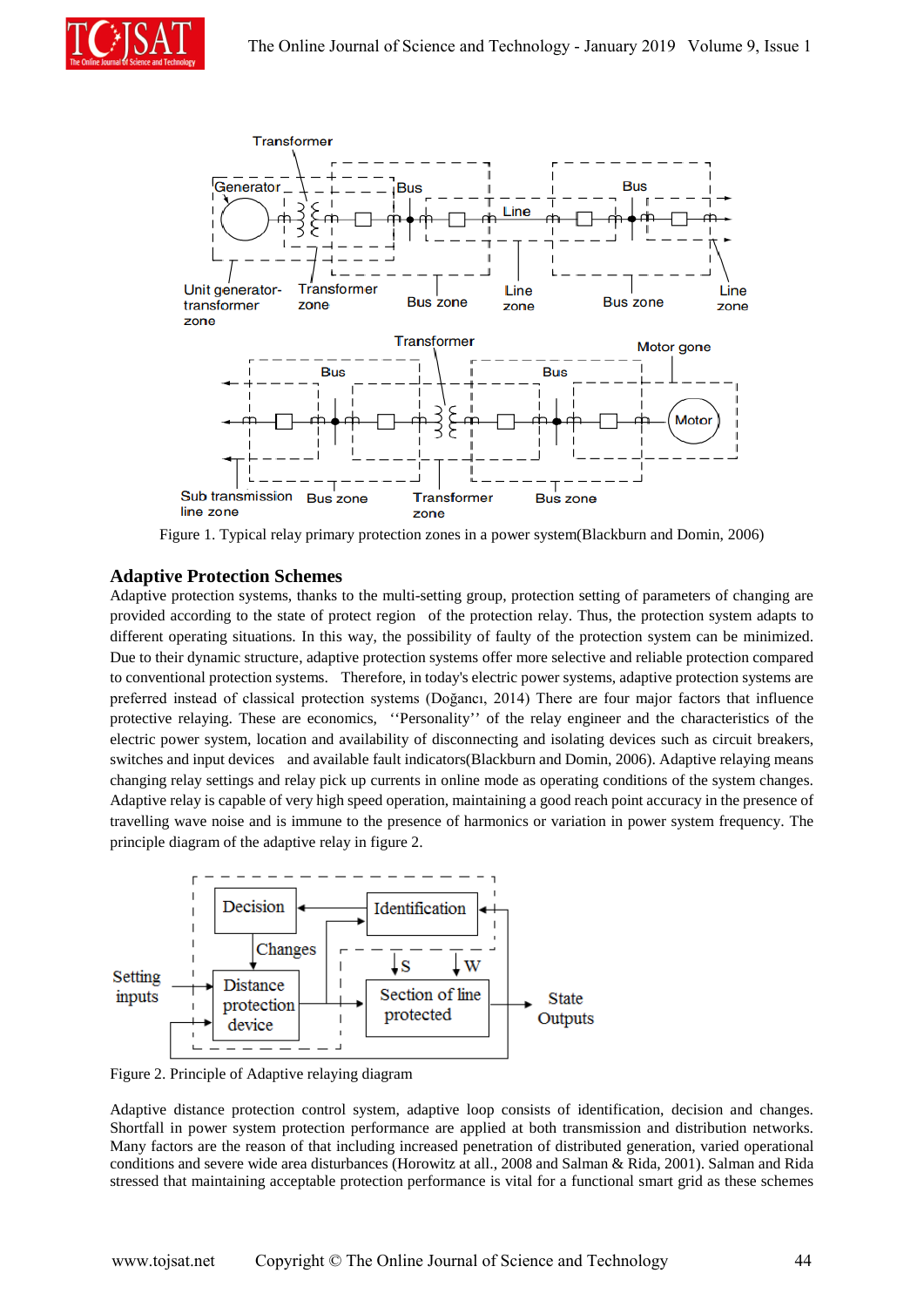Figure 1. Typical relay primary protection zones in a power system(Blackburn and Domin, 2006)

## Adaptive Protection Schemes

Adaptive protection systems, thanks to the multi-setting group, protection setting of parameters of changing are provided according to the state of protect region of the protection relay. Thus, the protection system adapts to different operating situations. In this way, the possibility of faulty of the protection system can be minimized. Due to their dynamic structure, adaptive protection systems offer more selective and reliable protection compared to conventional protection systems. Therefore, in today's electric power systems, adaptive protection systems are preferred instead of classical protection systems (Doğancı, 2014) There are four major factors that influence protective relaying. These are economics, ''Personality'' of the relay engineer and the characteristics of the electric power system, location and availability of disconnecting and isolating devices such as circuit breakers, switches and input devices and available fault indicators(Blackburn and Domin, 2006). Adaptive relaying means changing relay settings and relay pick up currents in online mode as operating conditions of the system changes. Adaptive relay is capable of very high speed operation, maintaining a good reach point accuracy in the presence of travelling wave noise and is immune to the presence of harmonics or variation in power system frequency. The principle diagram of the adaptive relay in figure 2.

Figure 2. Principle of Adaptive relaying diagram

Adaptive distance protection control system, adaptive loop consists of identification, decision and changes. Shortfall in power system protection performance are applied at both transmission and distribution networks. Many factors are the reason of that including increased penetration of distributed generation, varied operational conditions and severe wide area disturbances (Horowitz at all., 2008 and Salman & Rida, 2001). Salman and Rida stressed that maintaining acceptable protection performance is vital for a functional smart grid as these schemes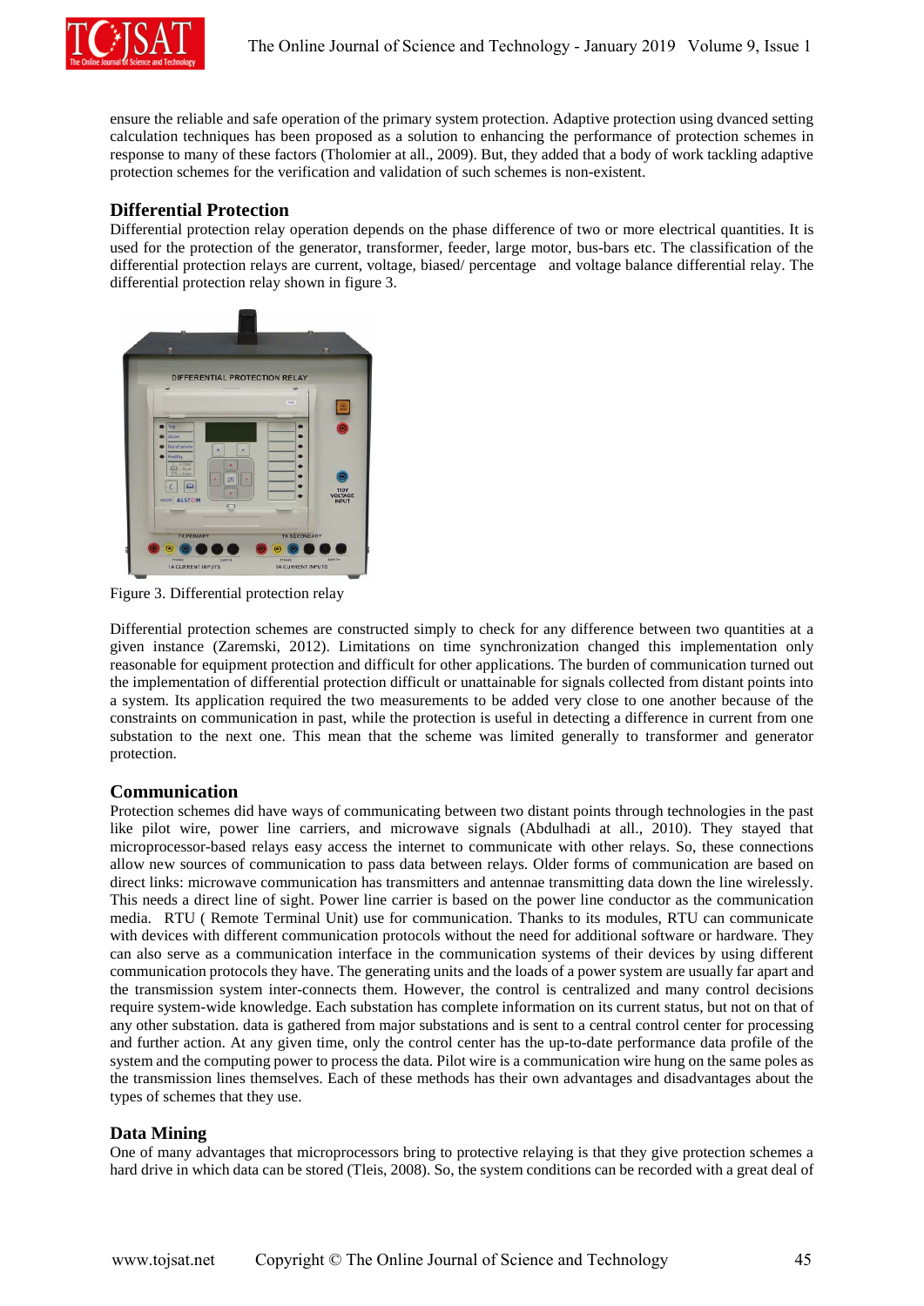ensure the reliable and safe operation of the primary system protection. Adaptive protection using dvanced setting calculation techniques has been proposed as a solution to enhancing the performance of protection schemes in response to many of these factors (Tholomier at all., 2009). But, they added that a body of work tackling adaptive protection schemes for the verification and validation of such schemes is non-existent.

## Differential Protection

Differential protection relay operation depends on the phase difference of two or more electrical quantities. It is used for the protection of the generator, transformer, feeder, large motor, bus-bars etc. The classification of the differential protection relays are current, voltage, biased/ percentage and voltage balance differential relay. The differential protection relay shown in figure 3.

Figure 3. Differential protection relay

Differential protection schemes are constructed simply to check for any difference between two quantities at a given instance (Zaremski, 2012). Limitations on time synchronization changed this implementation only reasonable for equipment protection and difficult for other applications. The burden of communication turned out the implementation of differential protection difficult or unattainable for signals collected from distant points into a system. Its application required the two measurements to be added very close to one another because of the constraints on communication in past, while the protection is useful in detecting a difference in current from one substation to the next one. This mean that the scheme was limited generally to transformer and generator protection.

## Communication

Protection schemes did have ways of communicating between two distant points through technologies in the past like pilot wire, power line carriers, and microwave signals (Abdulhadi at all., 2010). They stayed that microprocessor-based relays easy access the internet to communicate with other relays. So, these connections allow new sources of communication to pass data between relays. Older forms of communication are based on direct links: microwave communication has transmitters and antennae transmitting data down the line wirelessly. This needs a direct line of sight. Power line carrier is based on the power line conductor as the communication media. RTU ( Remote Terminal Unit) use for communication. Thanks to its modules, RTU can communicate with devices with different communication protocols without the need for additional software or hardware. They can also serve as a communication interface in the communication systems of their devices by using different communication protocols they have. The generating units and the loads of a power system are usually far apart and the transmission system inter-connects them. However, the control is centralized and many control decisions require system-wide knowledge. Each substation has complete information on its current status, but not on that of any other substation. data is gathered from major substations and is sent to a central control center for processing and further action. At any given time, only the control center has the up-to-date performance data profile of the system and the computing power to process the data. Pilot wire is a communication wire hung on the same poles as the transmission lines themselves. Each of these methods has their own advantages and disadvantages about the types of schemes that they use.

## Data Mining

One of many advantages that microprocessors bring to protective relaying is that they give protection schemes a hard drive in which data can be stored (Tleis, 2008). So, the system conditions can be recorded with a great deal of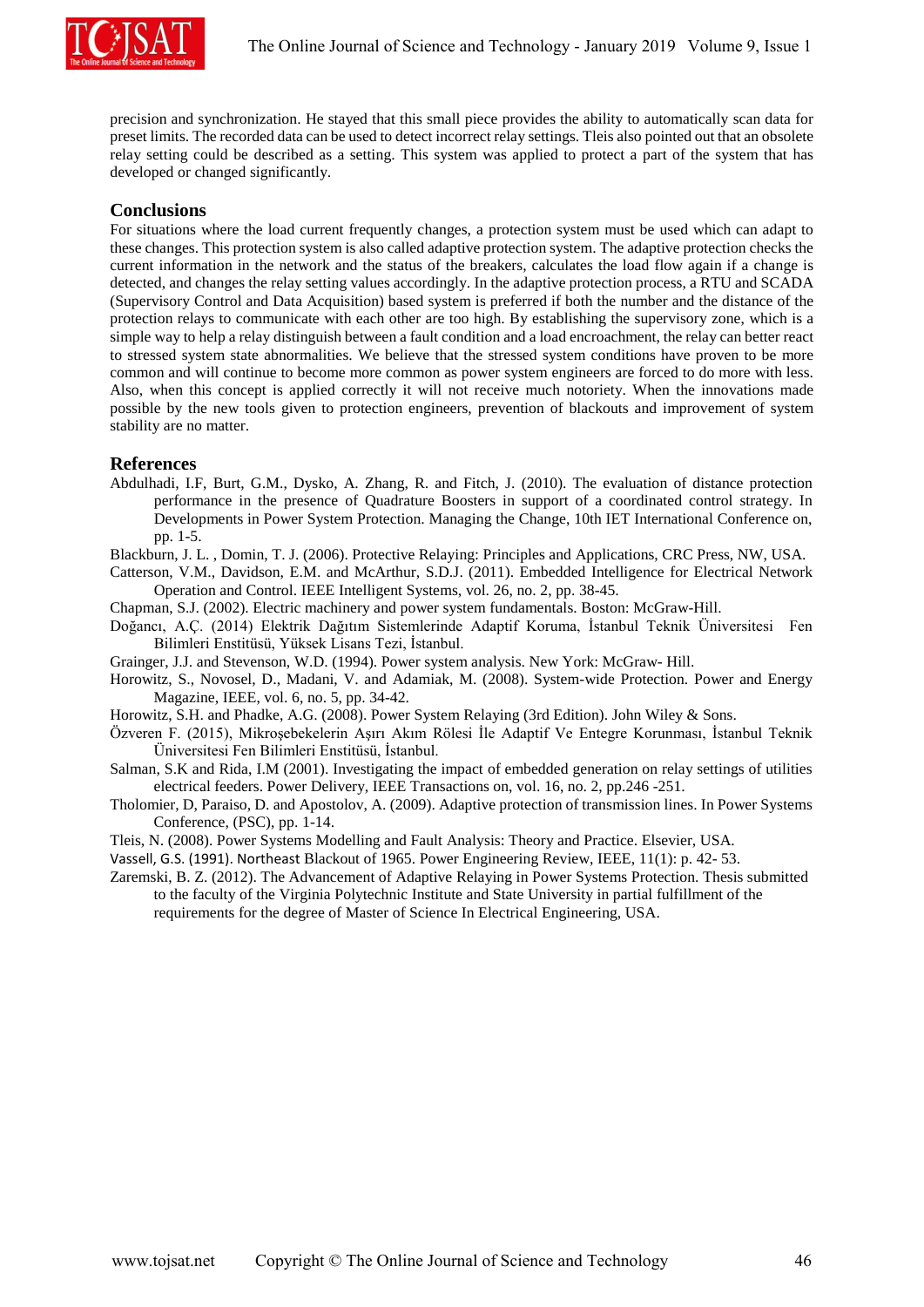precision and synchronization. He stayed that this small piece provides the ability to automatically scan data for preset limits. The recorded data can be used to detect incorrect relay settings. Tleis also pointed out that an obsolete relay setting could be described as a setting. This system was applied to protect a part of the system that has developed or changed significantly.

## Conclusions

For situations where the load current frequently changes, a protection system must be used which can adapt to these changes. This protection system is also called adaptive protection system. The adaptive protection checks the current information in the network and the status of the breakers, calculates the load flow again if a change is detected, and changes the relay setting values accordingly. In the adaptive protection process, a RTU and SCADA (Supervisory Control and Data Acquisition) based system is preferred if both the number and the distance of the protection relays to communicate with each other are too high. By establishing the supervisory zone, which is a simple way to help a relay distinguish between a fault condition and a load encroachment, the relay can better react to stressed system state abnormalities. We believe that the stressed system conditions have proven to be more common and will continue to become more common as power system engineers are forced to do more with less. Also, when this concept is applied correctly it will not receive much notoriety. When the innovations made possible by the new tools given to protection engineers, prevention of blackouts and improvement of system stability are no matter.

## References

Abdulhadi, I.F, Burt, G.M., Dysko, A. Zhang, R. and Fitch, J. (2010). The evaluation of distance protection performance in the presence of Quadrature Boosters in support of a coordinated control strategy. In Developments in Power System Protection. Managing the Change, 10th IET International Conference on, pp. 1-5.

Blackburn, J. L. , Domin, T. J. (2006). Protective Relaying: Principles and Applications, CRC Press, NW, USA.

Catterson, V.M., Davidson, E.M. and McArthur, S.D.J. (2011). Embedded Intelligence for Electrical Network Operation and Control. IEEE Intelligent Systems, vol. 26, no. 2, pp. 38-45.

Chapman, S.J. (2002). Electric machinery and power system fundamentals. Boston: McGraw-Hill.

Doğancı, A.Ç. (2014) Elektrik Dağıtım Sistemlerinde Adaptif Koruma, İstanbul Teknik Üniversitesi Fen Bilimleri Enstitüsü, Yüksek Lisans Tezi, İstanbul.

Grainger, J.J. and Stevenson, W.D. (1994). Power system analysis. New York: McGraw- Hill.

Horowitz, S., Novosel, D., Madani, V. and Adamiak, M. (2008). System-wide Protection. Power and Energy Magazine, IEEE, vol. 6, no. 5, pp. 34-42.

Horowitz, S.H. and Phadke, A.G. (2008). Power System Relaying (3rd Edition). John Wiley & Sons.

Özveren F. (2015), Mikroşebekelerin Aşırı Akım Rölesi İle Adaptif Ve Entegre Korunması, İstanbul Teknik Üniversitesi Fen Bilimleri Enstitüsü, İstanbul.

Salman, S.K and Rida, I.M (2001). Investigating the impact of embedded generation on relay settings of utilities electrical feeders. Power Delivery, IEEE Transactions on, vol. 16, no. 2, pp.246 -251.

Tholomier, D, Paraiso, D. and Apostolov, A. (2009). Adaptive protection of transmission lines. In Power Systems Conference, (PSC), pp. 1-14.

Tleis, N. (2008). Power Systems Modelling and Fault Analysis: Theory and Practice. Elsevier, USA.

Vassell, G.S. (1991). Northeast Blackout of 1965. Power Engineering Review, IEEE, 11(1): p. 42- 53.

Zaremski, B. Z. (2012). The Advancement of Adaptive Relaying in Power Systems Protection. Thesis submitted to the faculty of the Virginia Polytechnic Institute and State University in partial fulfillment of the requirements for the degree of Master of Science In Electrical Engineering, USA.